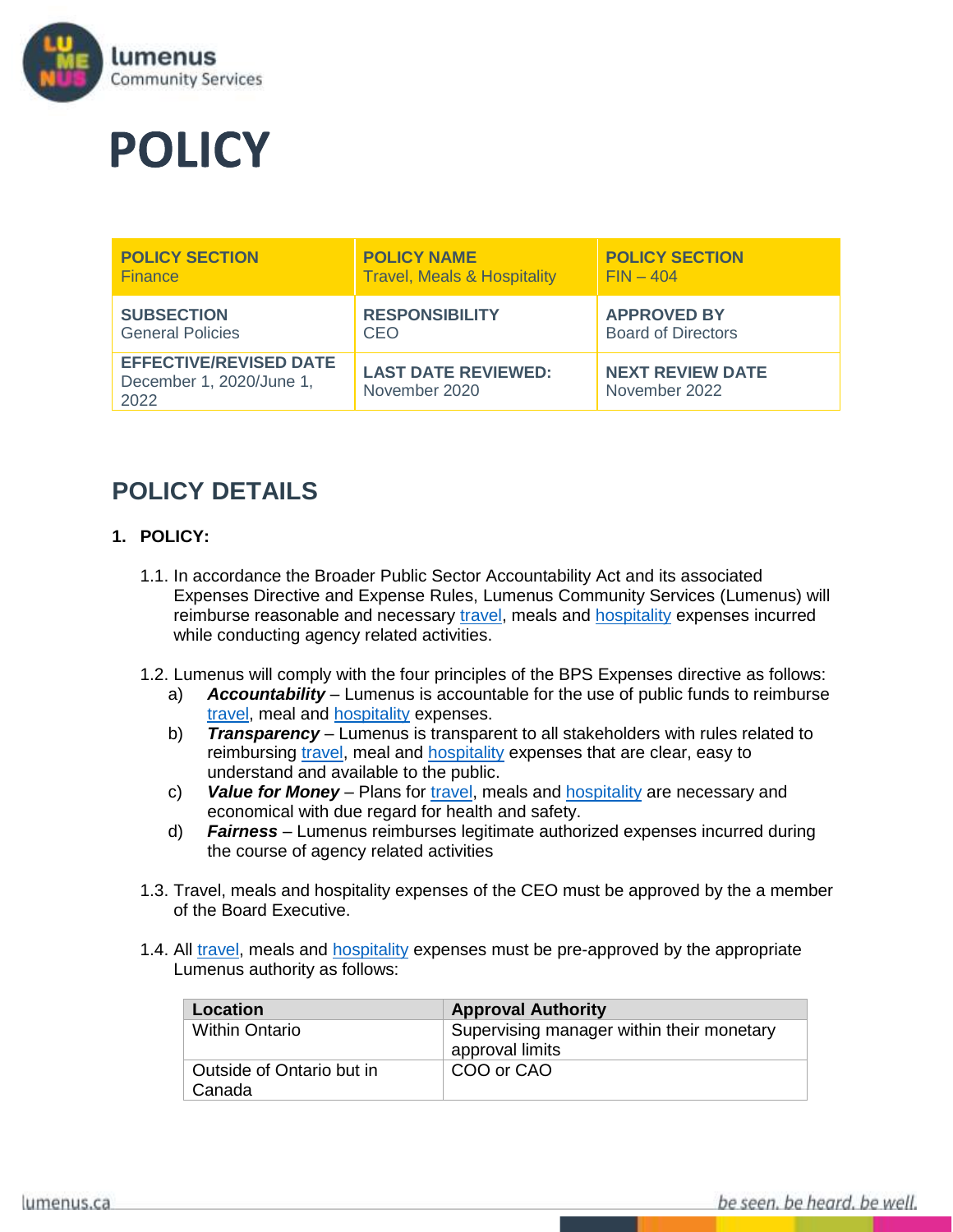lumenus
Community Services

# POLICY

| POLICY SECTION<br>Finance | POLICY NAME<br>Travel, Meals & Hospitality | POLICY SECTION<br>FIN – 404 |
|---|---|---|
| **SUBSECTION**<br>General Policies | **RESPONSIBILITY**<br>CEO | **APPROVED BY**<br>Board of Directors |
| **EFFECTIVE/REVISED DATE**<br>December 1, 2020/June 1, 2022 | **LAST DATE REVIEWED:**<br>November 2020 | **NEXT REVIEW DATE**<br>November 2022 |

## POLICY DETAILS

### 1. POLICY:

1.1. In accordance the Broader Public Sector Accountability Act and its associated Expenses Directive and Expense Rules, Lumenus Community Services (Lumenus) will reimburse reasonable and necessary travel, meals and hospitality expenses incurred while conducting agency related activities.

1.2. Lumenus will comply with the four principles of the BPS Expenses directive as follows:

a) ***Accountability*** – Lumenus is accountable for the use of public funds to reimburse travel, meal and hospitality expenses.

b) ***Transparency*** – Lumenus is transparent to all stakeholders with rules related to reimbursing travel, meal and hospitality expenses that are clear, easy to understand and available to the public.

c) ***Value for Money*** – Plans for travel, meals and hospitality are necessary and economical with due regard for health and safety.

d) ***Fairness*** – Lumenus reimburses legitimate authorized expenses incurred during the course of agency related activities

1.3. Travel, meals and hospitality expenses of the CEO must be approved by the a member of the Board Executive.

1.4. All travel, meals and hospitality expenses must be pre-approved by the appropriate Lumenus authority as follows:

| Location | Approval Authority |
|---|---|
| Within Ontario | Supervising manager within their monetary approval limits |
| Outside of Ontario but in Canada | COO or CAO |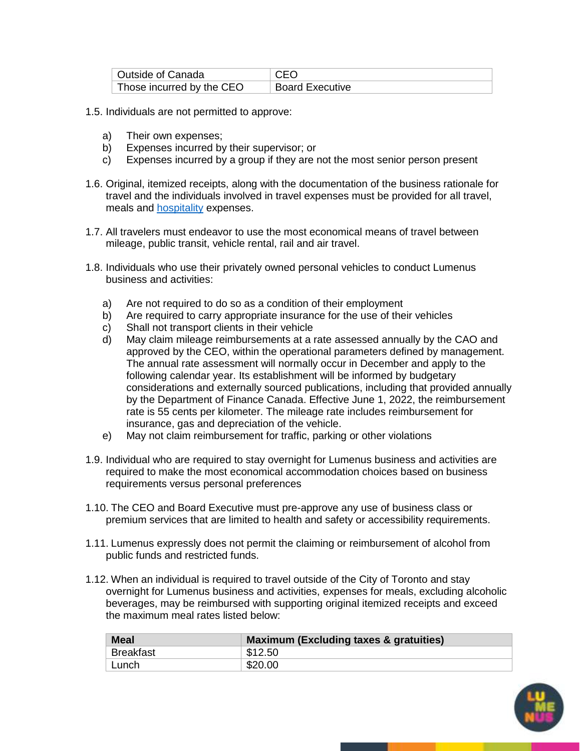| Outside of Canada | CEO |
|---|---|
| Those incurred by the CEO | Board Executive |

1.5. Individuals are not permitted to approve:

a) Their own expenses;
b) Expenses incurred by their supervisor; or
c) Expenses incurred by a group if they are not the most senior person present

1.6. Original, itemized receipts, along with the documentation of the business rationale for travel and the individuals involved in travel expenses must be provided for all travel, meals and hospitality expenses.

1.7. All travelers must endeavor to use the most economical means of travel between mileage, public transit, vehicle rental, rail and air travel.

1.8. Individuals who use their privately owned personal vehicles to conduct Lumenus business and activities:

a) Are not required to do so as a condition of their employment
b) Are required to carry appropriate insurance for the use of their vehicles
c) Shall not transport clients in their vehicle
d) May claim mileage reimbursements at a rate assessed annually by the CAO and approved by the CEO, within the operational parameters defined by management. The annual rate assessment will normally occur in December and apply to the following calendar year. Its establishment will be informed by budgetary considerations and externally sourced publications, including that provided annually by the Department of Finance Canada. Effective June 1, 2022, the reimbursement rate is 55 cents per kilometer. The mileage rate includes reimbursement for insurance, gas and depreciation of the vehicle.
e) May not claim reimbursement for traffic, parking or other violations

1.9. Individual who are required to stay overnight for Lumenus business and activities are required to make the most economical accommodation choices based on business requirements versus personal preferences

1.10. The CEO and Board Executive must pre-approve any use of business class or premium services that are limited to health and safety or accessibility requirements.

1.11. Lumenus expressly does not permit the claiming or reimbursement of alcohol from public funds and restricted funds.

1.12. When an individual is required to travel outside of the City of Toronto and stay overnight for Lumenus business and activities, expenses for meals, excluding alcoholic beverages, may be reimbursed with supporting original itemized receipts and exceed the maximum meal rates listed below:

| Meal | Maximum (Excluding taxes & gratuities) |
|---|---|
| Breakfast | $12.50 |
| Lunch | $20.00 |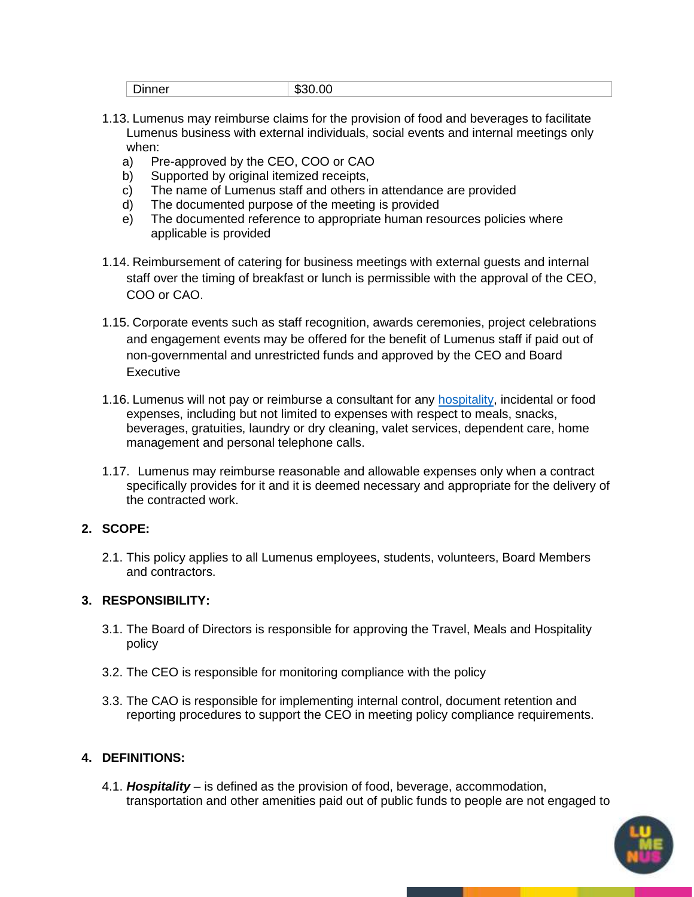| Dinner | $30.00 |
|---|---|

1.13. Lumenus may reimburse claims for the provision of food and beverages to facilitate Lumenus business with external individuals, social events and internal meetings only when:

a) Pre-approved by the CEO, COO or CAO
b) Supported by original itemized receipts,
c) The name of Lumenus staff and others in attendance are provided
d) The documented purpose of the meeting is provided
e) The documented reference to appropriate human resources policies where applicable is provided

1.14. Reimbursement of catering for business meetings with external guests and internal staff over the timing of breakfast or lunch is permissible with the approval of the CEO, COO or CAO.

1.15. Corporate events such as staff recognition, awards ceremonies, project celebrations and engagement events may be offered for the benefit of Lumenus staff if paid out of non-governmental and unrestricted funds and approved by the CEO and Board Executive

1.16. Lumenus will not pay or reimburse a consultant for any hospitality, incidental or food expenses, including but not limited to expenses with respect to meals, snacks, beverages, gratuities, laundry or dry cleaning, valet services, dependent care, home management and personal telephone calls.

1.17. Lumenus may reimburse reasonable and allowable expenses only when a contract specifically provides for it and it is deemed necessary and appropriate for the delivery of the contracted work.

## 2. SCOPE:

2.1. This policy applies to all Lumenus employees, students, volunteers, Board Members and contractors.

## 3. RESPONSIBILITY:

3.1. The Board of Directors is responsible for approving the Travel, Meals and Hospitality policy

3.2. The CEO is responsible for monitoring compliance with the policy

3.3. The CAO is responsible for implementing internal control, document retention and reporting procedures to support the CEO in meeting policy compliance requirements.

## 4. DEFINITIONS:

4.1. ***Hospitality*** – is defined as the provision of food, beverage, accommodation, transportation and other amenities paid out of public funds to people are not engaged to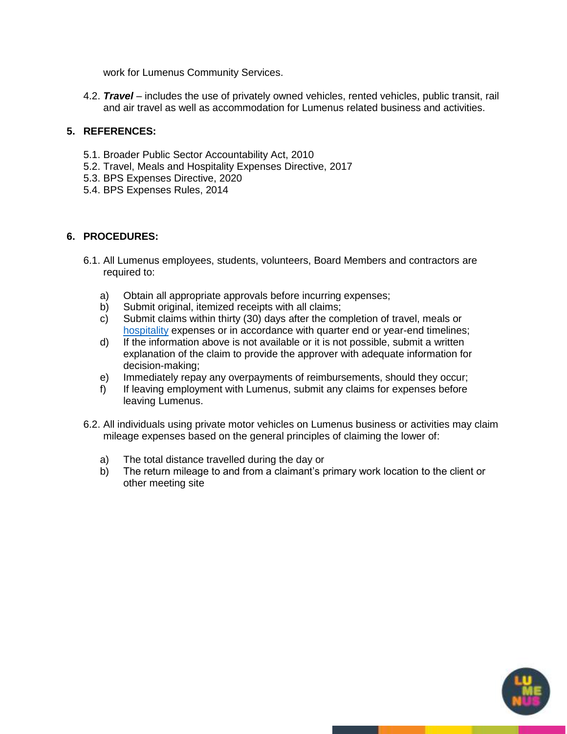work for Lumenus Community Services.

4.2. ***Travel*** – includes the use of privately owned vehicles, rented vehicles, public transit, rail and air travel as well as accommodation for Lumenus related business and activities.

## 5. REFERENCES:

5.1. Broader Public Sector Accountability Act, 2010
5.2. Travel, Meals and Hospitality Expenses Directive, 2017
5.3. BPS Expenses Directive, 2020
5.4. BPS Expenses Rules, 2014

## 6. PROCEDURES:

6.1. All Lumenus employees, students, volunteers, Board Members and contractors are required to:

a) Obtain all appropriate approvals before incurring expenses;
b) Submit original, itemized receipts with all claims;
c) Submit claims within thirty (30) days after the completion of travel, meals or hospitality expenses or in accordance with quarter end or year-end timelines;
d) If the information above is not available or it is not possible, submit a written explanation of the claim to provide the approver with adequate information for decision-making;
e) Immediately repay any overpayments of reimbursements, should they occur;
f) If leaving employment with Lumenus, submit any claims for expenses before leaving Lumenus.

6.2. All individuals using private motor vehicles on Lumenus business or activities may claim mileage expenses based on the general principles of claiming the lower of:

a) The total distance travelled during the day or
b) The return mileage to and from a claimant's primary work location to the client or other meeting site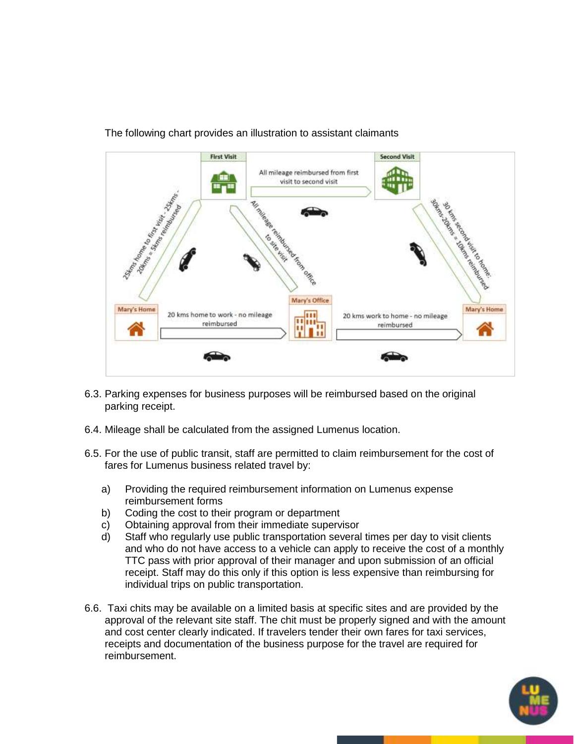The following chart provides an illustration to assistant claimants

First Visit

Second Visit

All mileage reimbursed from first visit to second visit

25kms home to first visit - 25kms - 20kms = 5kms reimbursed

All mileage reimbursed from office to site visit

30 kms second visit to home: 30kms-20kms = 10kms reimbursed

Mary's Home

Mary's Office

Mary's Home

20 kms home to work - no mileage reimbursed

20 kms work to home - no mileage reimbursed

6.3. Parking expenses for business purposes will be reimbursed based on the original parking receipt.

6.4. Mileage shall be calculated from the assigned Lumenus location.

6.5. For the use of public transit, staff are permitted to claim reimbursement for the cost of fares for Lumenus business related travel by:

a) Providing the required reimbursement information on Lumenus expense reimbursement forms
b) Coding the cost to their program or department
c) Obtaining approval from their immediate supervisor
d) Staff who regularly use public transportation several times per day to visit clients and who do not have access to a vehicle can apply to receive the cost of a monthly TTC pass with prior approval of their manager and upon submission of an official receipt. Staff may do this only if this option is less expensive than reimbursing for individual trips on public transportation.

6.6. Taxi chits may be available on a limited basis at specific sites and are provided by the approval of the relevant site staff. The chit must be properly signed and with the amount and cost center clearly indicated. If travelers tender their own fares for taxi services, receipts and documentation of the business purpose for the travel are required for reimbursement.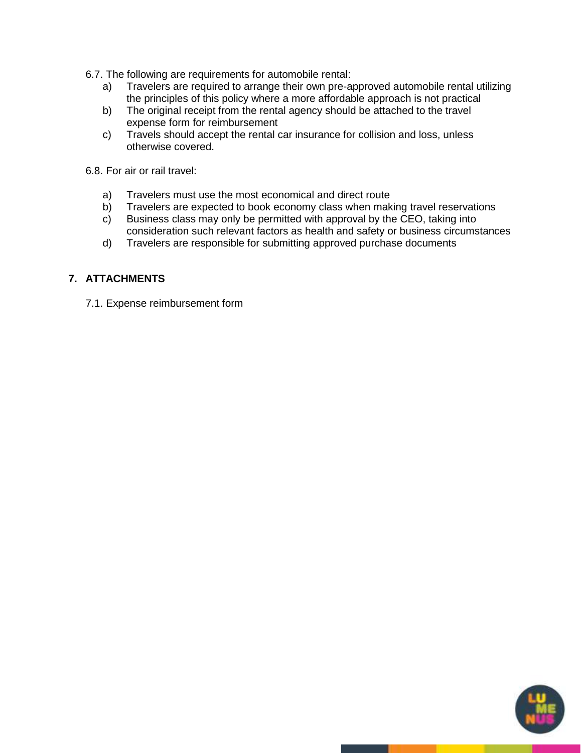6.7. The following are requirements for automobile rental:

a) Travelers are required to arrange their own pre-approved automobile rental utilizing the principles of this policy where a more affordable approach is not practical
b) The original receipt from the rental agency should be attached to the travel expense form for reimbursement
c) Travels should accept the rental car insurance for collision and loss, unless otherwise covered.

6.8. For air or rail travel:

a) Travelers must use the most economical and direct route
b) Travelers are expected to book economy class when making travel reservations
c) Business class may only be permitted with approval by the CEO, taking into consideration such relevant factors as health and safety or business circumstances
d) Travelers are responsible for submitting approved purchase documents

## 7. ATTACHMENTS

7.1. Expense reimbursement form